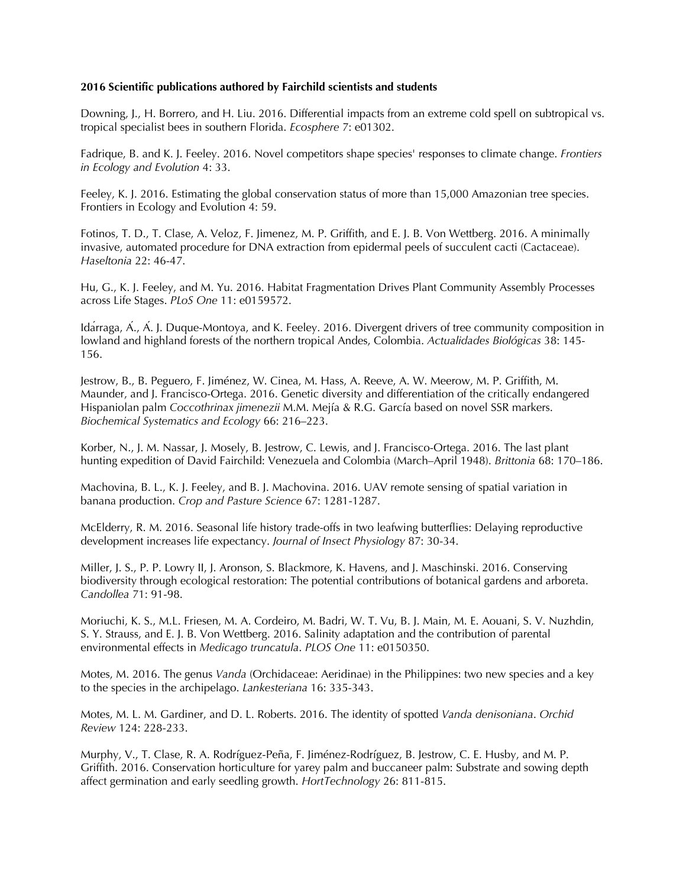**2016 Scientific publications authored by Fairchild scientists and students**

Downing, J., H. Borrero, and H. Liu. 2016. Differential impacts from an extreme cold spell on subtropical vs. tropical specialist bees in southern Florida. *Ecosphere* 7: e01302.

Fadrique, B. and K. J. Feeley. 2016. Novel competitors shape species' responses to climate change. *Frontiers in Ecology and Evolution* 4: 33.

Feeley, K. J. 2016. Estimating the global conservation status of more than 15,000 Amazonian tree species. Frontiers in Ecology and Evolution 4: 59.

Fotinos, T. D., T. Clase, A. Veloz, F. Jimenez, M. P. Griffith, and E. J. B. Von Wettberg. 2016. A minimally invasive, automated procedure for DNA extraction from epidermal peels of succulent cacti (Cactaceae). *Haseltonia* 22: 46-47.

Hu, G., K. J. Feeley, and M. Yu. 2016. Habitat Fragmentation Drives Plant Community Assembly Processes across Life Stages. *PLoS One* 11: e0159572.

Idárraga, Á., Á. J. Duque-Montoya, and K. Feeley. 2016. Divergent drivers of tree community composition in lowland and highland forests of the northern tropical Andes, Colombia. *Actualidades Biológicas* 38: 145-156.

Jestrow, B., B. Peguero, F. Jiménez, W. Cinea, M. Hass, A. Reeve, A. W. Meerow, M. P. Griffith, M. Maunder, and J. Francisco-Ortega. 2016. Genetic diversity and differentiation of the critically endangered Hispaniolan palm *Coccothrinax jimenezii* M.M. Mejía & R.G. García based on novel SSR markers. *Biochemical Systematics and Ecology* 66: 216–223.

Korber, N., J. M. Nassar, J. Mosely, B. Jestrow, C. Lewis, and J. Francisco-Ortega. 2016. The last plant hunting expedition of David Fairchild: Venezuela and Colombia (March–April 1948). *Brittonia* 68: 170–186.

Machovina, B. L., K. J. Feeley, and B. J. Machovina. 2016. UAV remote sensing of spatial variation in banana production. *Crop and Pasture Science* 67: 1281-1287.

McElderry, R. M. 2016. Seasonal life history trade-offs in two leafwing butterflies: Delaying reproductive development increases life expectancy. *Journal of Insect Physiology* 87: 30-34.

Miller, J. S., P. P. Lowry II, J. Aronson, S. Blackmore, K. Havens, and J. Maschinski. 2016. Conserving biodiversity through ecological restoration: The potential contributions of botanical gardens and arboreta. *Candollea* 71: 91-98.

Moriuchi, K. S., M.L. Friesen, M. A. Cordeiro, M. Badri, W. T. Vu, B. J. Main, M. E. Aouani, S. V. Nuzhdin, S. Y. Strauss, and E. J. B. Von Wettberg. 2016. Salinity adaptation and the contribution of parental environmental effects in *Medicago truncatula*. *PLOS One* 11: e0150350.

Motes, M. 2016. The genus *Vanda* (Orchidaceae: Aeridinae) in the Philippines: two new species and a key to the species in the archipelago. *Lankesteriana* 16: 335-343.

Motes, M. L. M. Gardiner, and D. L. Roberts. 2016. The identity of spotted *Vanda denisoniana*. *Orchid Review* 124: 228-233.

Murphy, V., T. Clase, R. A. Rodríguez-Peña, F. Jiménez-Rodríguez, B. Jestrow, C. E. Husby, and M. P. Griffith. 2016. Conservation horticulture for yarey palm and buccaneer palm: Substrate and sowing depth affect germination and early seedling growth. *HortTechnology* 26: 811-815.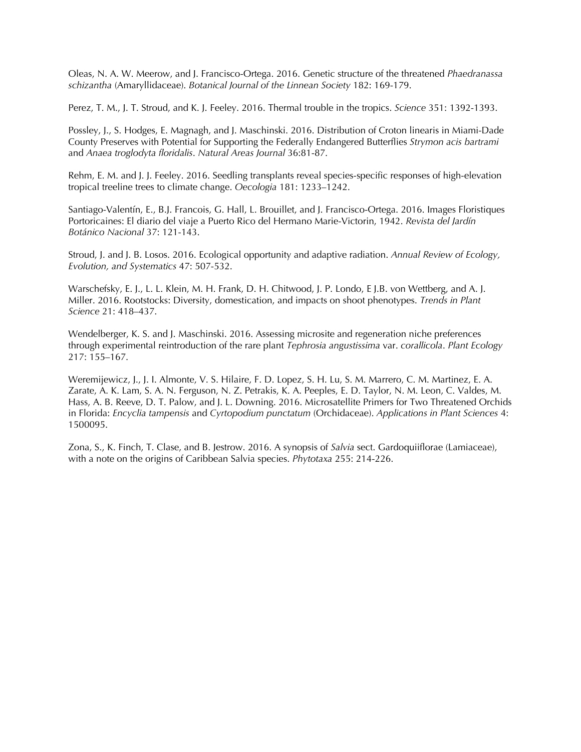Oleas, N. A. W. Meerow, and J. Francisco-Ortega. 2016. Genetic structure of the threatened *Phaedranassa schizantha* (Amaryllidaceae). *Botanical Journal of the Linnean Society* 182: 169-179.

Perez, T. M., J. T. Stroud, and K. J. Feeley. 2016. Thermal trouble in the tropics. *Science* 351: 1392-1393.

Possley, J., S. Hodges, E. Magnagh, and J. Maschinski. 2016. Distribution of Croton linearis in Miami-Dade County Preserves with Potential for Supporting the Federally Endangered Butterflies *Strymon acis bartrami* and *Anaea troglodyta floridalis*. *Natural Areas Journal* 36:81-87.

Rehm, E. M. and J. J. Feeley. 2016. Seedling transplants reveal species-specific responses of high-elevation tropical treeline trees to climate change. *Oecologia* 181: 1233–1242.

Santiago-Valentín, E., B.J. Francois, G. Hall, L. Brouillet, and J. Francisco-Ortega. 2016. Images Floristiques Portoricaines: El diario del viaje a Puerto Rico del Hermano Marie-Victorin, 1942. *Revista del Jardín Botánico Nacional* 37: 121-143.

Stroud, J. and J. B. Losos. 2016. Ecological opportunity and adaptive radiation. *Annual Review of Ecology, Evolution, and Systematics* 47: 507-532.

Warschefsky, E. J., L. L. Klein, M. H. Frank, D. H. Chitwood, J. P. Londo, E J.B. von Wettberg, and A. J. Miller. 2016. Rootstocks: Diversity, domestication, and impacts on shoot phenotypes. *Trends in Plant Science* 21: 418–437.

Wendelberger, K. S. and J. Maschinski. 2016. Assessing microsite and regeneration niche preferences through experimental reintroduction of the rare plant *Tephrosia angustissima* var. *corallicola*. *Plant Ecology* 217: 155–167.

Weremijewicz, J., J. I. Almonte, V. S. Hilaire, F. D. Lopez, S. H. Lu, S. M. Marrero, C. M. Martinez, E. A. Zarate, A. K. Lam, S. A. N. Ferguson, N. Z. Petrakis, K. A. Peeples, E. D. Taylor, N. M. Leon, C. Valdes, M. Hass, A. B. Reeve, D. T. Palow, and J. L. Downing. 2016. Microsatellite Primers for Two Threatened Orchids in Florida: *Encyclia tampensis* and *Cyrtopodium punctatum* (Orchidaceae). *Applications in Plant Sciences* 4: 1500095.

Zona, S., K. Finch, T. Clase, and B. Jestrow. 2016. A synopsis of *Salvia* sect. Gardoquiiflorae (Lamiaceae), with a note on the origins of Caribbean Salvia species. *Phytotaxa* 255: 214-226.